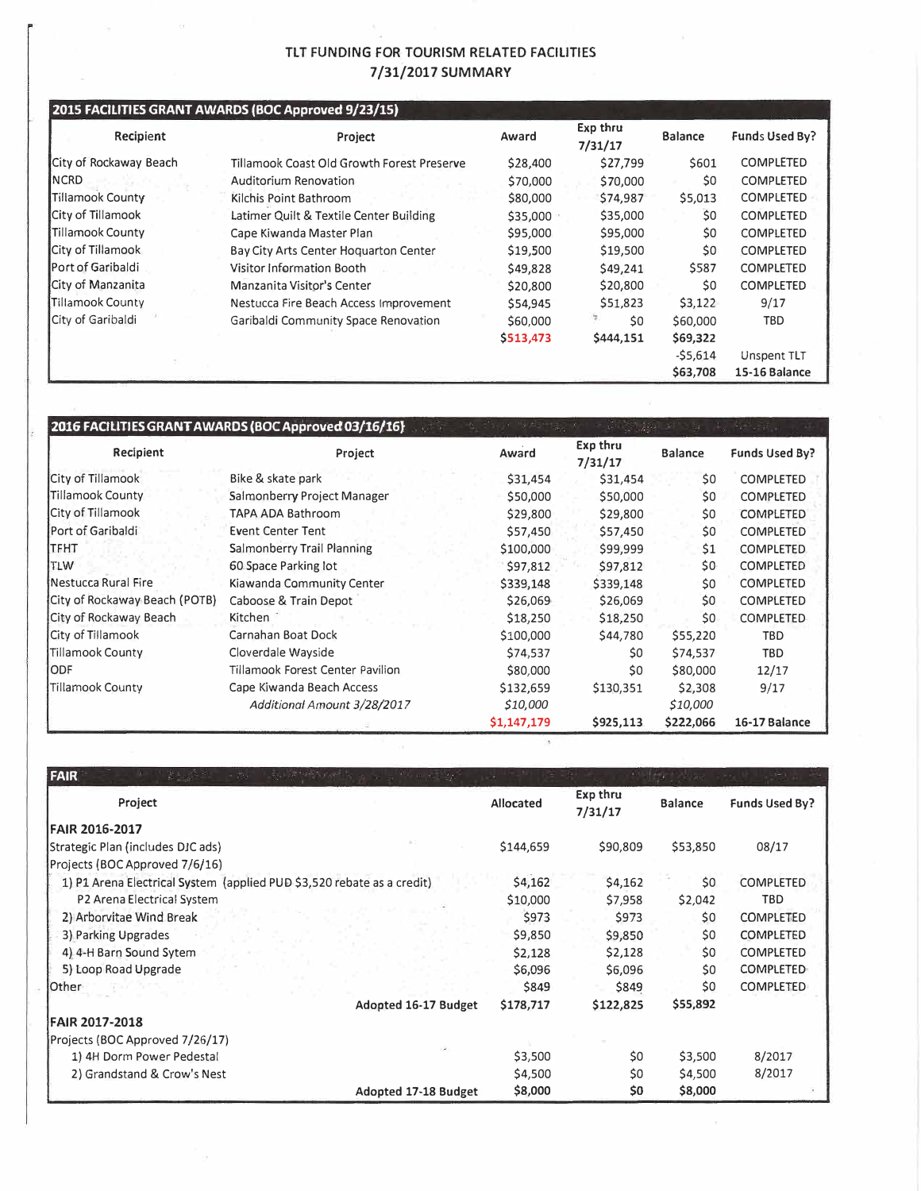# TLT FUNDING FOR TOURISM RELATED FACILITIES
## 7/31/2017 SUMMARY

| 2015 FACILITIES GRANT AWARDS (BOC Approved 9/23/15) | | | | | |
|---|---|---|---|---|---|
| **Recipient** | **Project** | **Award** | **Exp thru 7/31/17** | **Balance** | **Funds Used By?** |
| City of Rockaway Beach | Tillamook Coast Old Growth Forest Preserve | $28,400 | $27,799 | $601 | COMPLETED |
| NCRD | Auditorium Renovation | $70,000 | $70,000 | $0 | COMPLETED |
| Tillamook County | Kilchis Point Bathroom | $80,000 | $74,987 | $5,013 | COMPLETED |
| City of Tillamook | Latimer Quilt & Textile Center Building | $35,000 | $35,000 | $0 | COMPLETED |
| Tillamook County | Cape Kiwanda Master Plan | $95,000 | $95,000 | $0 | COMPLETED |
| City of Tillamook | Bay City Arts Center Hoquarton Center | $19,500 | $19,500 | $0 | COMPLETED |
| Port of Garibaldi | Visitor Information Booth | $49,828 | $49,241 | $587 | COMPLETED |
| City of Manzanita | Manzanita Visitor's Center | $20,800 | $20,800 | $0 | COMPLETED |
| Tillamook County | Nestucca Fire Beach Access Improvement | $54,945 | $51,823 | $3,122 | 9/17 |
| City of Garibaldi | Garibaldi Community Space Renovation | $60,000 | $0 | $60,000 | TBD |
| | | $513,473 | $444,151 | $69,322 | |
| | | | | -$5,614 | Unspent TLT |
| | | | | $63,708 | 15-16 Balance |

| 2016 FACILITIES GRANT AWARDS (BOC Approved 03/16/16) | | | | | |
|---|---|---|---|---|---|
| **Recipient** | **Project** | **Award** | **Exp thru 7/31/17** | **Balance** | **Funds Used By?** |
| City of Tillamook | Bike & skate park | $31,454 | $31,454 | $0 | COMPLETED |
| Tillamook County | Salmonberry Project Manager | $50,000 | $50,000 | $0 | COMPLETED |
| City of Tillamook | TAPA ADA Bathroom | $29,800 | $29,800 | $0 | COMPLETED |
| Port of Garibaldi | Event Center Tent | $57,450 | $57,450 | $0 | COMPLETED |
| TFHT | Salmonberry Trail Planning | $100,000 | $99,999 | $1 | COMPLETED |
| TLW | 60 Space Parking lot | $97,812 | $97,812 | $0 | COMPLETED |
| Nestucca Rural Fire | Kiawanda Community Center | $339,148 | $339,148 | $0 | COMPLETED |
| City of Rockaway Beach (POTB) | Caboose & Train Depot | $26,069 | $26,069 | $0 | COMPLETED |
| City of Rockaway Beach | Kitchen | $18,250 | $18,250 | $0 | COMPLETED |
| City of Tillamook | Carnahan Boat Dock | $100,000 | $44,780 | $55,220 | TBD |
| Tillamook County | Cloverdale Wayside | $74,537 | $0 | $74,537 | TBD |
| ODF | Tillamook Forest Center Pavilion | $80,000 | $0 | $80,000 | 12/17 |
| Tillamook County | Cape Kiwanda Beach Access | $132,659 | $130,351 | $2,308 | 9/17 |
| | *Additional Amount 3/28/2017* | *$10,000* | | *$10,000* | |
| | | $1,147,179 | $925,113 | $222,066 | 16-17 Balance |

| FAIR | | | | |
|---|---|---|---|---|
| **Project** | **Allocated** | **Exp thru 7/31/17** | **Balance** | **Funds Used By?** |
| **FAIR 2016-2017** | | | | |
| Strategic Plan (includes DJC ads) | $144,659 | $90,809 | $53,850 | 08/17 |
| Projects (BOC Approved 7/6/16) | | | | |
| 1) P1 Arena Electrical System (applied PUD $3,520 rebate as a credit) | $4,162 | $4,162 | $0 | COMPLETED |
| P2 Arena Electrical System | $10,000 | $7,958 | $2,042 | TBD |
| 2) Arborvitae Wind Break | $973 | $973 | $0 | COMPLETED |
| 3) Parking Upgrades | $9,850 | $9,850 | $0 | COMPLETED |
| 4) 4-H Barn Sound Sytem | $2,128 | $2,128 | $0 | COMPLETED |
| 5) Loop Road Upgrade | $6,096 | $6,096 | $0 | COMPLETED |
| Other | $849 | $849 | $0 | COMPLETED |
| **Adopted 16-17 Budget** | **$178,717** | **$122,825** | **$55,892** | |
| **FAIR 2017-2018** | | | | |
| Projects (BOC Approved 7/26/17) | | | | |
| 1) 4H Dorm Power Pedestal | $3,500 | $0 | $3,500 | 8/2017 |
| 2) Grandstand & Crow's Nest | $4,500 | $0 | $4,500 | 8/2017 |
| **Adopted 17-18 Budget** | **$8,000** | **$0** | **$8,000** | |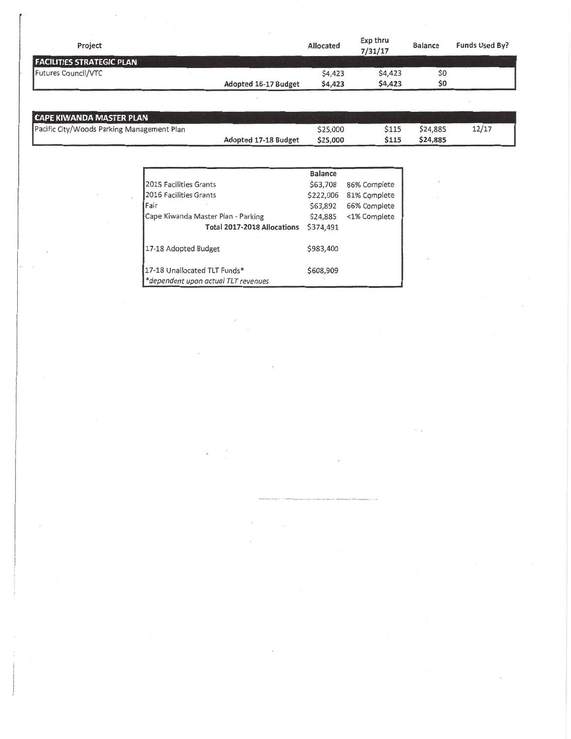| Project | | Allocated | Exp thru 7/31/17 | Balance | Funds Used By? |
|---|---|---|---|---|---|
| **FACILITIES STRATEGIC PLAN** | | | | | |
| Futures Council/VTC | | $4,423 | $4,423 | $0 | |
| | **Adopted 16-17 Budget** | **$4,423** | **$4,423** | **$0** | |

| **CAPE KIWANDA MASTER PLAN** | | | | | |
|---|---|---|---|---|---|
| Pacific City/Woods Parking Management Plan | | $25,000 | $115 | $24,885 | 12/17 |
| | **Adopted 17-18 Budget** | **$25,000** | **$115** | **$24,885** | |

| | Balance | |
|---|---|---|
| 2015 Facilities Grants | $63,708 | 86% Complete |
| 2016 Facilities Grants | $222,006 | 81% Complete |
| Fair | $63,892 | 66% Complete |
| Cape Kiwanda Master Plan - Parking | $24,885 | <1% Complete |
| **Total 2017-2018 Allocations** | $374,491 | |
| 17-18 Adopted Budget | $983,400 | |
| 17-18 Unallocated TLT Funds* | $608,909 | |
| *\*dependent upon actual TLT revenues* | | |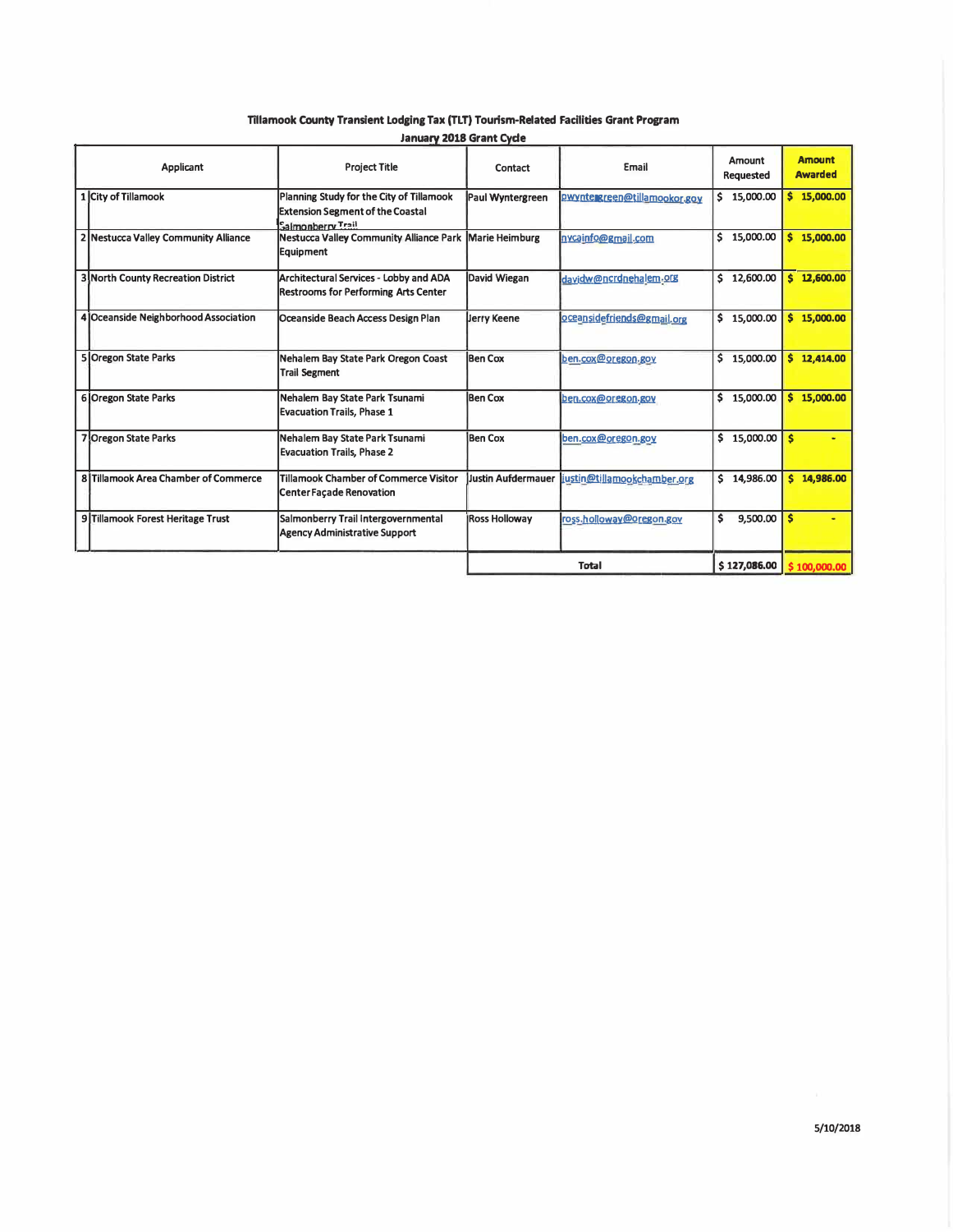## Tillamook County Transient Lodging Tax (TLT) Tourism-Related Facilities Grant Program

### January 2018 Grant Cycle

| | Applicant | Project Title | Contact | Email | Amount Requested | Amount Awarded |
|---|---|---|---|---|---|---|
| 1 | City of Tillamook | Planning Study for the City of Tillamook Extension Segment of the Coastal Salmonberry Trail | Paul Wyntergreen | pwyntergreen@tillamookor.gov | $ 15,000.00 | $ 15,000.00 |
| 2 | Nestucca Valley Community Alliance | Nestucca Valley Community Alliance Park Equipment | Marie Heimburg | nvcainfo@gmail.com | $ 15,000.00 | $ 15,000.00 |
| 3 | North County Recreation District | Architectural Services - Lobby and ADA Restrooms for Performing Arts Center | David Wiegan | davidw@ncrdnehalem.org | $ 12,600.00 | $ 12,600.00 |
| 4 | Oceanside Neighborhood Association | Oceanside Beach Access Design Plan | Jerry Keene | oceansidefriends@gmail.org | $ 15,000.00 | $ 15,000.00 |
| 5 | Oregon State Parks | Nehalem Bay State Park Oregon Coast Trail Segment | Ben Cox | ben.cox@oregon.gov | $ 15,000.00 | $ 12,414.00 |
| 6 | Oregon State Parks | Nehalem Bay State Park Tsunami Evacuation Trails, Phase 1 | Ben Cox | ben.cox@oregon.gov | $ 15,000.00 | $ 15,000.00 |
| 7 | Oregon State Parks | Nehalem Bay State Park Tsunami Evacuation Trails, Phase 2 | Ben Cox | ben.cox@oregon.gov | $ 15,000.00 | $ - |
| 8 | Tillamook Area Chamber of Commerce | Tillamook Chamber of Commerce Visitor Center Façade Renovation | Justin Aufdermauer | justin@tillamookchamber.org | $ 14,986.00 | $ 14,986.00 |
| 9 | Tillamook Forest Heritage Trust | Salmonberry Trail Intergovernmental Agency Administrative Support | Ross Holloway | ross.holloway@oregon.gov | $ 9,500.00 | $ - |
| | | | | **Total** | $ 127,086.00 | $ 100,000.00 |

5/10/2018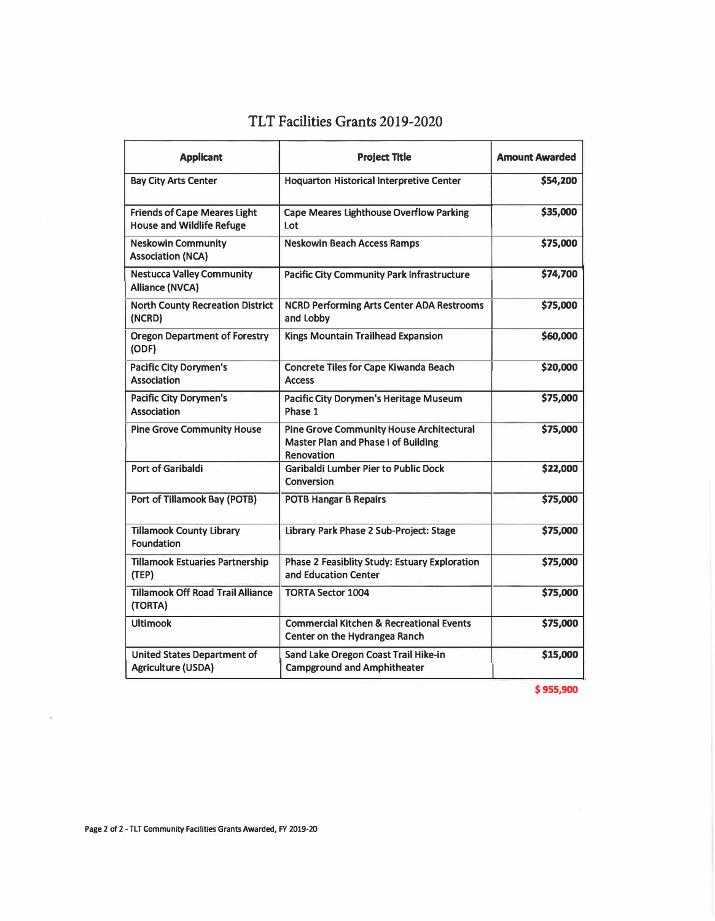# TLT Facilities Grants 2019-2020

| Applicant | Project Title | Amount Awarded |
|---|---|---|
| Bay City Arts Center | Hoquarton Historical Interpretive Center | $54,200 |
| Friends of Cape Meares Light House and Wildlife Refuge | Cape Meares Lighthouse Overflow Parking Lot | $35,000 |
| Neskowin Community Association (NCA) | Neskowin Beach Access Ramps | $75,000 |
| Nestucca Valley Community Alliance (NVCA) | Pacific City Community Park Infrastructure | $74,700 |
| North County Recreation District (NCRD) | NCRD Performing Arts Center ADA Restrooms and Lobby | $75,000 |
| Oregon Department of Forestry (ODF) | Kings Mountain Trailhead Expansion | $60,000 |
| Pacific City Dorymen's Association | Concrete Tiles for Cape Kiwanda Beach Access | $20,000 |
| Pacific City Dorymen's Association | Pacific City Dorymen's Heritage Museum Phase 1 | $75,000 |
| Pine Grove Community House | Pine Grove Community House Architectural Master Plan and Phase I of Building Renovation | $75,000 |
| Port of Garibaldi | Garibaldi Lumber Pier to Public Dock Conversion | $22,000 |
| Port of Tillamook Bay (POTB) | POTB Hangar B Repairs | $75,000 |
| Tillamook County Library Foundation | Library Park Phase 2 Sub-Project: Stage | $75,000 |
| Tillamook Estuaries Partnership (TEP) | Phase 2 Feasiblity Study: Estuary Exploration and Education Center | $75,000 |
| Tillamook Off Road Trail Alliance (TORTA) | TORTA Sector 1004 | $75,000 |
| Ultimook | Commercial Kitchen & Recreational Events Center on the Hydrangea Ranch | $75,000 |
| United States Department of Agriculture (USDA) | Sand Lake Oregon Coast Trail Hike-in Campground and Amphitheater | $15,000 |
| | | $ 955,900 |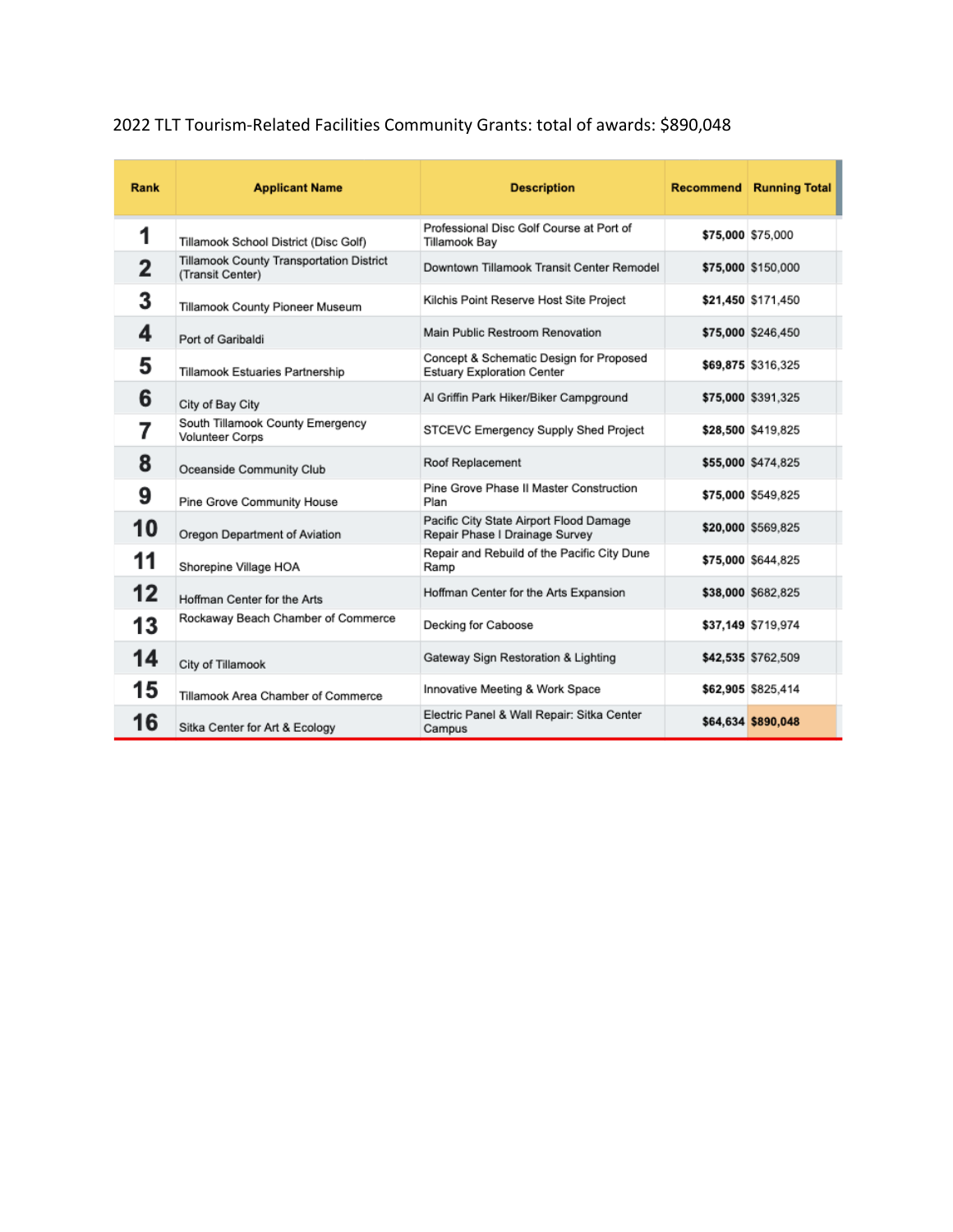2022 TLT Tourism-Related Facilities Community Grants: total of awards: $890,048

| Rank | Applicant Name | Description | Recommend | Running Total |
|---|---|---|---|---|
| 1 | Tillamook School District (Disc Golf) | Professional Disc Golf Course at Port of Tillamook Bay | **$75,000** | $75,000 |
| 2 | Tillamook County Transportation District (Transit Center) | Downtown Tillamook Transit Center Remodel | **$75,000** | $150,000 |
| 3 | Tillamook County Pioneer Museum | Kilchis Point Reserve Host Site Project | **$21,450** | $171,450 |
| 4 | Port of Garibaldi | Main Public Restroom Renovation | **$75,000** | $246,450 |
| 5 | Tillamook Estuaries Partnership | Concept & Schematic Design for Proposed Estuary Exploration Center | **$69,875** | $316,325 |
| 6 | City of Bay City | Al Griffin Park Hiker/Biker Campground | **$75,000** | $391,325 |
| 7 | South Tillamook County Emergency Volunteer Corps | STCEVC Emergency Supply Shed Project | **$28,500** | $419,825 |
| 8 | Oceanside Community Club | Roof Replacement | **$55,000** | $474,825 |
| 9 | Pine Grove Community House | Pine Grove Phase II Master Construction Plan | **$75,000** | $549,825 |
| 10 | Oregon Department of Aviation | Pacific City State Airport Flood Damage Repair Phase I Drainage Survey | **$20,000** | $569,825 |
| 11 | Shorepine Village HOA | Repair and Rebuild of the Pacific City Dune Ramp | **$75,000** | $644,825 |
| 12 | Hoffman Center for the Arts | Hoffman Center for the Arts Expansion | **$38,000** | $682,825 |
| 13 | Rockaway Beach Chamber of Commerce | Decking for Caboose | **$37,149** | $719,974 |
| 14 | City of Tillamook | Gateway Sign Restoration & Lighting | **$42,535** | $762,509 |
| 15 | Tillamook Area Chamber of Commerce | Innovative Meeting & Work Space | **$62,905** | $825,414 |
| 16 | Sitka Center for Art & Ecology | Electric Panel & Wall Repair: Sitka Center Campus | **$64,634** | **$890,048** |